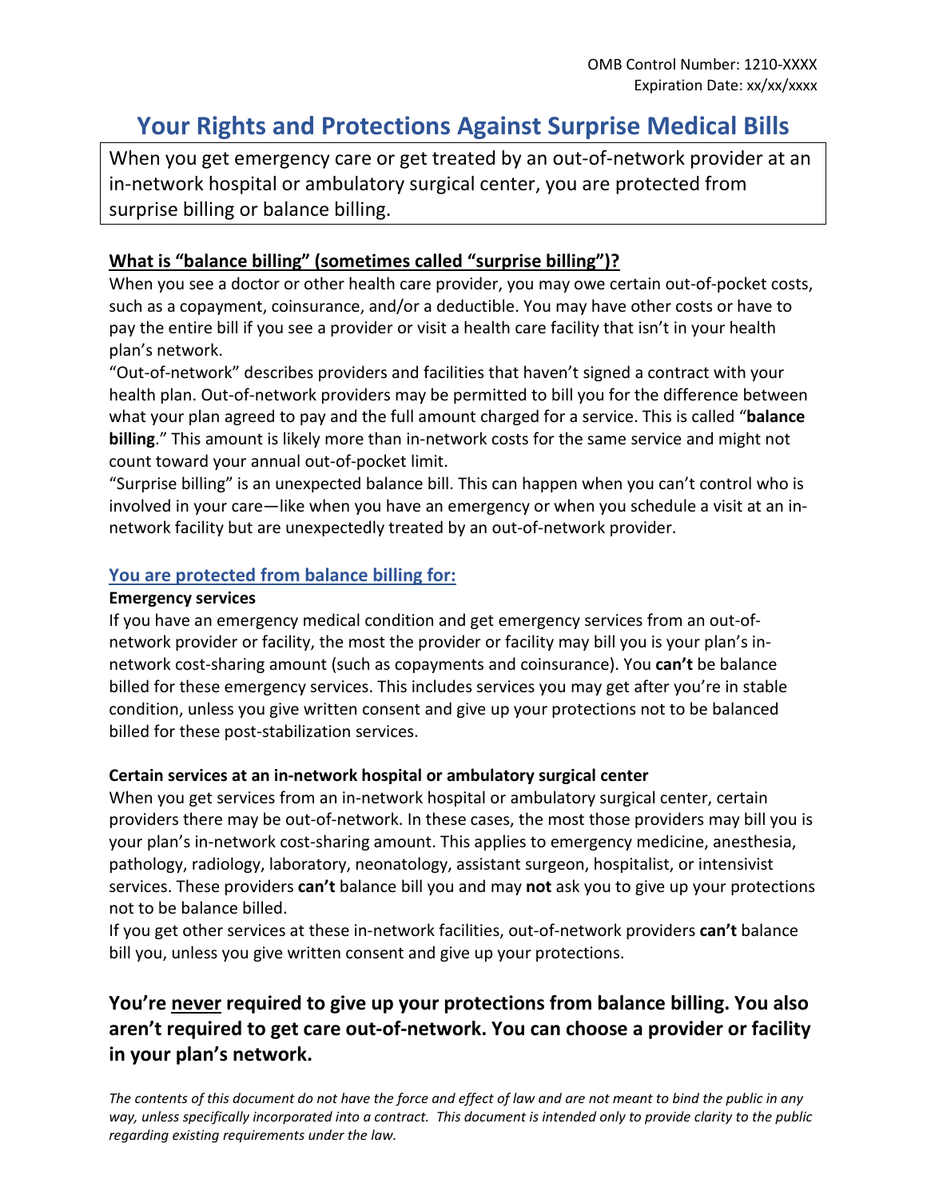OMB Control Number: 1210-XXXX
Expiration Date: xx/xx/xxxx

# Your Rights and Protections Against Surprise Medical Bills

When you get emergency care or get treated by an out-of-network provider at an in-network hospital or ambulatory surgical center, you are protected from surprise billing or balance billing.

## What is "balance billing" (sometimes called "surprise billing")?

When you see a doctor or other health care provider, you may owe certain out-of-pocket costs, such as a copayment, coinsurance, and/or a deductible. You may have other costs or have to pay the entire bill if you see a provider or visit a health care facility that isn't in your health plan's network.

"Out-of-network" describes providers and facilities that haven't signed a contract with your health plan. Out-of-network providers may be permitted to bill you for the difference between what your plan agreed to pay and the full amount charged for a service. This is called "**balance billing**." This amount is likely more than in-network costs for the same service and might not count toward your annual out-of-pocket limit.

"Surprise billing" is an unexpected balance bill. This can happen when you can't control who is involved in your care—like when you have an emergency or when you schedule a visit at an in-network facility but are unexpectedly treated by an out-of-network provider.

## You are protected from balance billing for:

### Emergency services

If you have an emergency medical condition and get emergency services from an out-of-network provider or facility, the most the provider or facility may bill you is your plan's in-network cost-sharing amount (such as copayments and coinsurance). You **can't** be balance billed for these emergency services. This includes services you may get after you're in stable condition, unless you give written consent and give up your protections not to be balanced billed for these post-stabilization services.

### Certain services at an in-network hospital or ambulatory surgical center

When you get services from an in-network hospital or ambulatory surgical center, certain providers there may be out-of-network. In these cases, the most those providers may bill you is your plan's in-network cost-sharing amount. This applies to emergency medicine, anesthesia, pathology, radiology, laboratory, neonatology, assistant surgeon, hospitalist, or intensivist services. These providers **can't** balance bill you and may **not** ask you to give up your protections not to be balance billed.

If you get other services at these in-network facilities, out-of-network providers **can't** balance bill you, unless you give written consent and give up your protections.

**You're <u>never</u> required to give up your protections from balance billing. You also aren't required to get care out-of-network. You can choose a provider or facility in your plan's network.**

*The contents of this document do not have the force and effect of law and are not meant to bind the public in any way, unless specifically incorporated into a contract. This document is intended only to provide clarity to the public regarding existing requirements under the law.*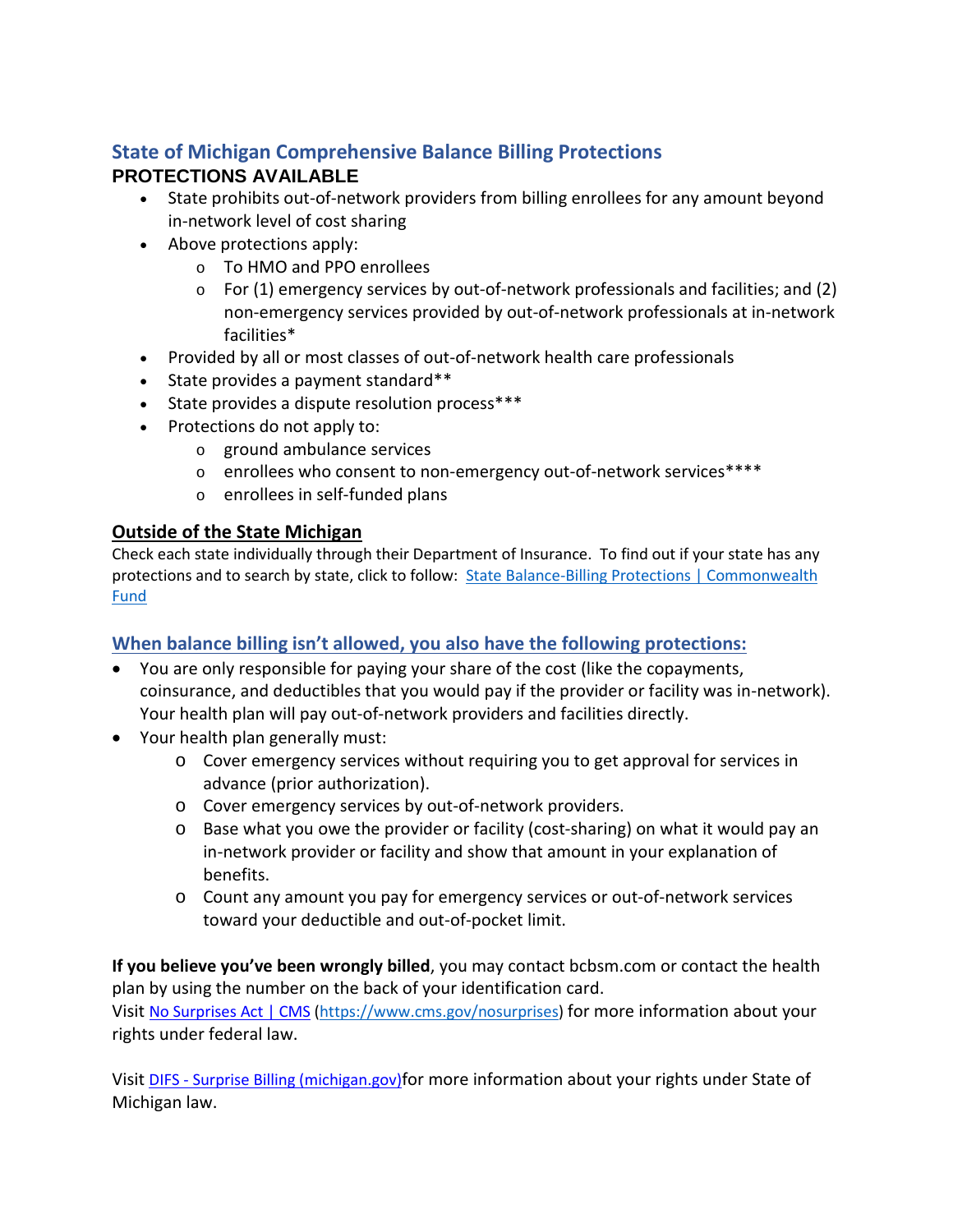## State of Michigan Comprehensive Balance Billing Protections

### PROTECTIONS AVAILABLE

- State prohibits out-of-network providers from billing enrollees for any amount beyond in-network level of cost sharing
- Above protections apply:
  - To HMO and PPO enrollees
  - For (1) emergency services by out-of-network professionals and facilities; and (2) non-emergency services provided by out-of-network professionals at in-network facilities*
- Provided by all or most classes of out-of-network health care professionals
- State provides a payment standard**
- State provides a dispute resolution process***
- Protections do not apply to:
  - ground ambulance services
  - enrollees who consent to non-emergency out-of-network services****
  - enrollees in self-funded plans

### Outside of the State Michigan

Check each state individually through their Department of Insurance. To find out if your state has any protections and to search by state, click to follow: [State Balance-Billing Protections | Commonwealth Fund]

### When balance billing isn't allowed, you also have the following protections:

- You are only responsible for paying your share of the cost (like the copayments, coinsurance, and deductibles that you would pay if the provider or facility was in-network). Your health plan will pay out-of-network providers and facilities directly.
- Your health plan generally must:
  - Cover emergency services without requiring you to get approval for services in advance (prior authorization).
  - Cover emergency services by out-of-network providers.
  - Base what you owe the provider or facility (cost-sharing) on what it would pay an in-network provider or facility and show that amount in your explanation of benefits.
  - Count any amount you pay for emergency services or out-of-network services toward your deductible and out-of-pocket limit.

**If you believe you've been wrongly billed**, you may contact bcbsm.com or contact the health plan by using the number on the back of your identification card.
Visit No Surprises Act | CMS (https://www.cms.gov/nosurprises) for more information about your rights under federal law.

Visit DIFS - Surprise Billing (michigan.gov)for more information about your rights under State of Michigan law.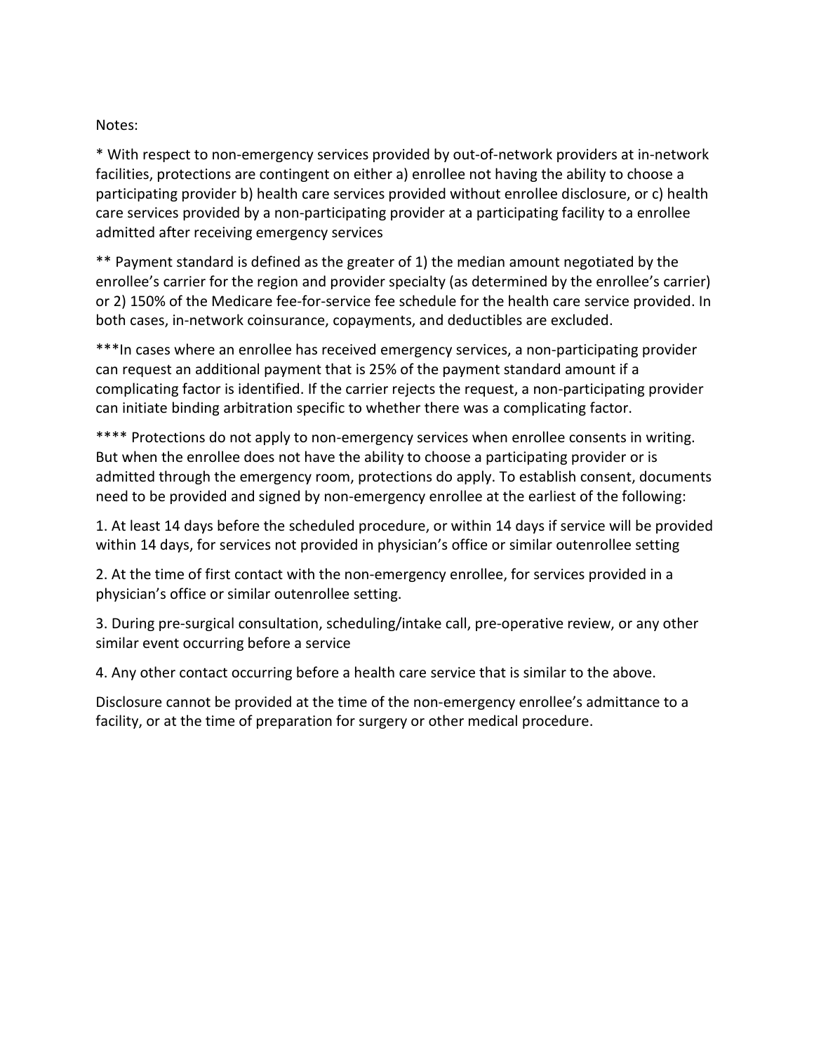Notes:

* With respect to non-emergency services provided by out-of-network providers at in-network facilities, protections are contingent on either a) enrollee not having the ability to choose a participating provider b) health care services provided without enrollee disclosure, or c) health care services provided by a non-participating provider at a participating facility to a enrollee admitted after receiving emergency services

** Payment standard is defined as the greater of 1) the median amount negotiated by the enrollee's carrier for the region and provider specialty (as determined by the enrollee's carrier) or 2) 150% of the Medicare fee-for-service fee schedule for the health care service provided. In both cases, in-network coinsurance, copayments, and deductibles are excluded.

***In cases where an enrollee has received emergency services, a non-participating provider can request an additional payment that is 25% of the payment standard amount if a complicating factor is identified. If the carrier rejects the request, a non-participating provider can initiate binding arbitration specific to whether there was a complicating factor.

**** Protections do not apply to non-emergency services when enrollee consents in writing. But when the enrollee does not have the ability to choose a participating provider or is admitted through the emergency room, protections do apply. To establish consent, documents need to be provided and signed by non-emergency enrollee at the earliest of the following:

1. At least 14 days before the scheduled procedure, or within 14 days if service will be provided within 14 days, for services not provided in physician's office or similar outenrollee setting

2. At the time of first contact with the non-emergency enrollee, for services provided in a physician's office or similar outenrollee setting.

3. During pre-surgical consultation, scheduling/intake call, pre-operative review, or any other similar event occurring before a service

4. Any other contact occurring before a health care service that is similar to the above.

Disclosure cannot be provided at the time of the non-emergency enrollee's admittance to a facility, or at the time of preparation for surgery or other medical procedure.